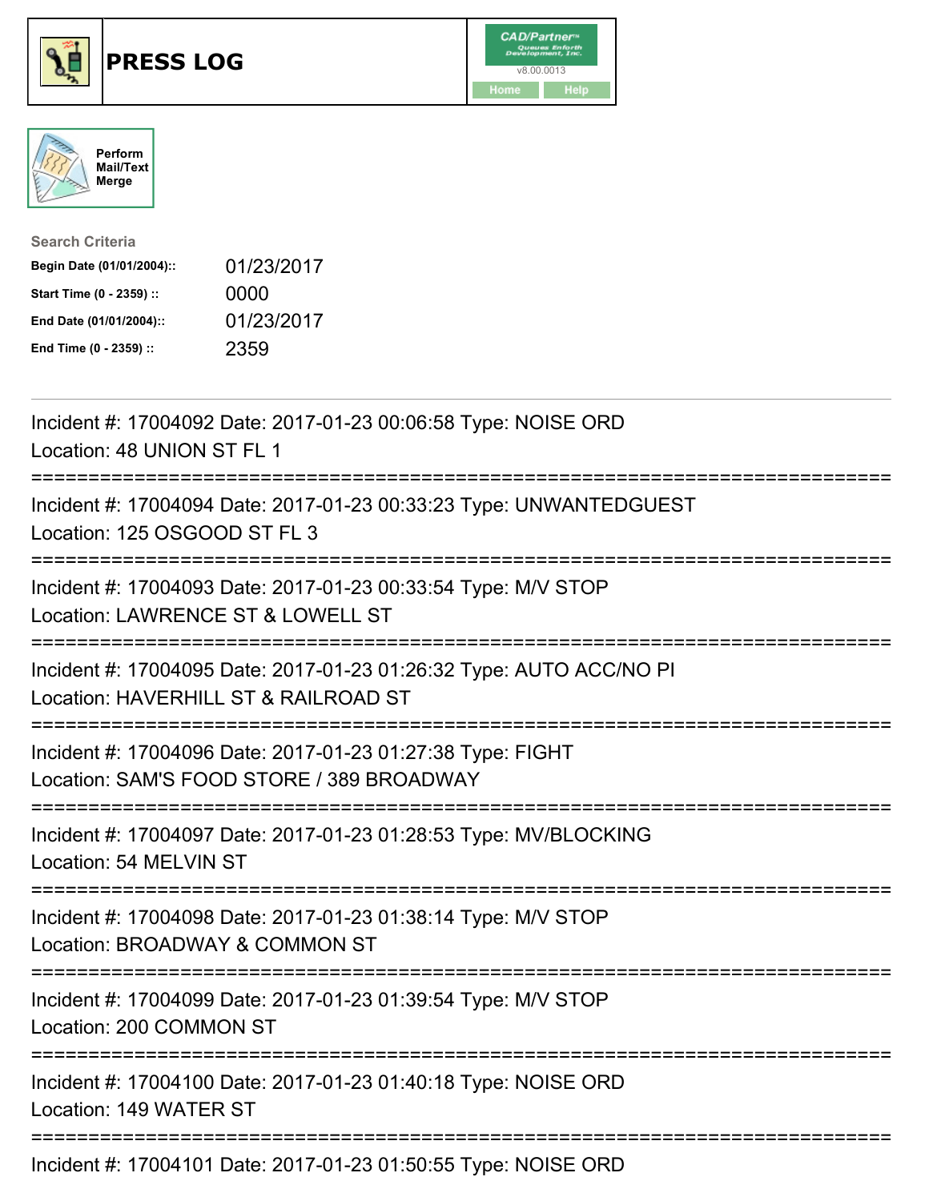# PRESS LOG

Perform Mail/Text Merge

**Search Criteria**

| | |
|---|---|
| **Begin Date (01/01/2004)::** | 01/23/2017 |
| **Start Time (0 - 2359) ::** | 0000 |
| **End Date (01/01/2004)::** | 01/23/2017 |
| **End Time (0 - 2359) ::** | 2359 |

Incident #: 17004092 Date: 2017-01-23 00:06:58 Type: NOISE ORD
Location: 48 UNION ST FL 1

===========================================================================

Incident #: 17004094 Date: 2017-01-23 00:33:23 Type: UNWANTEDGUEST
Location: 125 OSGOOD ST FL 3

===========================================================================

Incident #: 17004093 Date: 2017-01-23 00:33:54 Type: M/V STOP
Location: LAWRENCE ST & LOWELL ST

===========================================================================

Incident #: 17004095 Date: 2017-01-23 01:26:32 Type: AUTO ACC/NO PI
Location: HAVERHILL ST & RAILROAD ST

===========================================================================

Incident #: 17004096 Date: 2017-01-23 01:27:38 Type: FIGHT
Location: SAM'S FOOD STORE / 389 BROADWAY

===========================================================================

Incident #: 17004097 Date: 2017-01-23 01:28:53 Type: MV/BLOCKING
Location: 54 MELVIN ST

===========================================================================

Incident #: 17004098 Date: 2017-01-23 01:38:14 Type: M/V STOP
Location: BROADWAY & COMMON ST

===========================================================================

Incident #: 17004099 Date: 2017-01-23 01:39:54 Type: M/V STOP
Location: 200 COMMON ST

===========================================================================

Incident #: 17004100 Date: 2017-01-23 01:40:18 Type: NOISE ORD
Location: 149 WATER ST

===========================================================================

Incident #: 17004101 Date: 2017-01-23 01:50:55 Type: NOISE ORD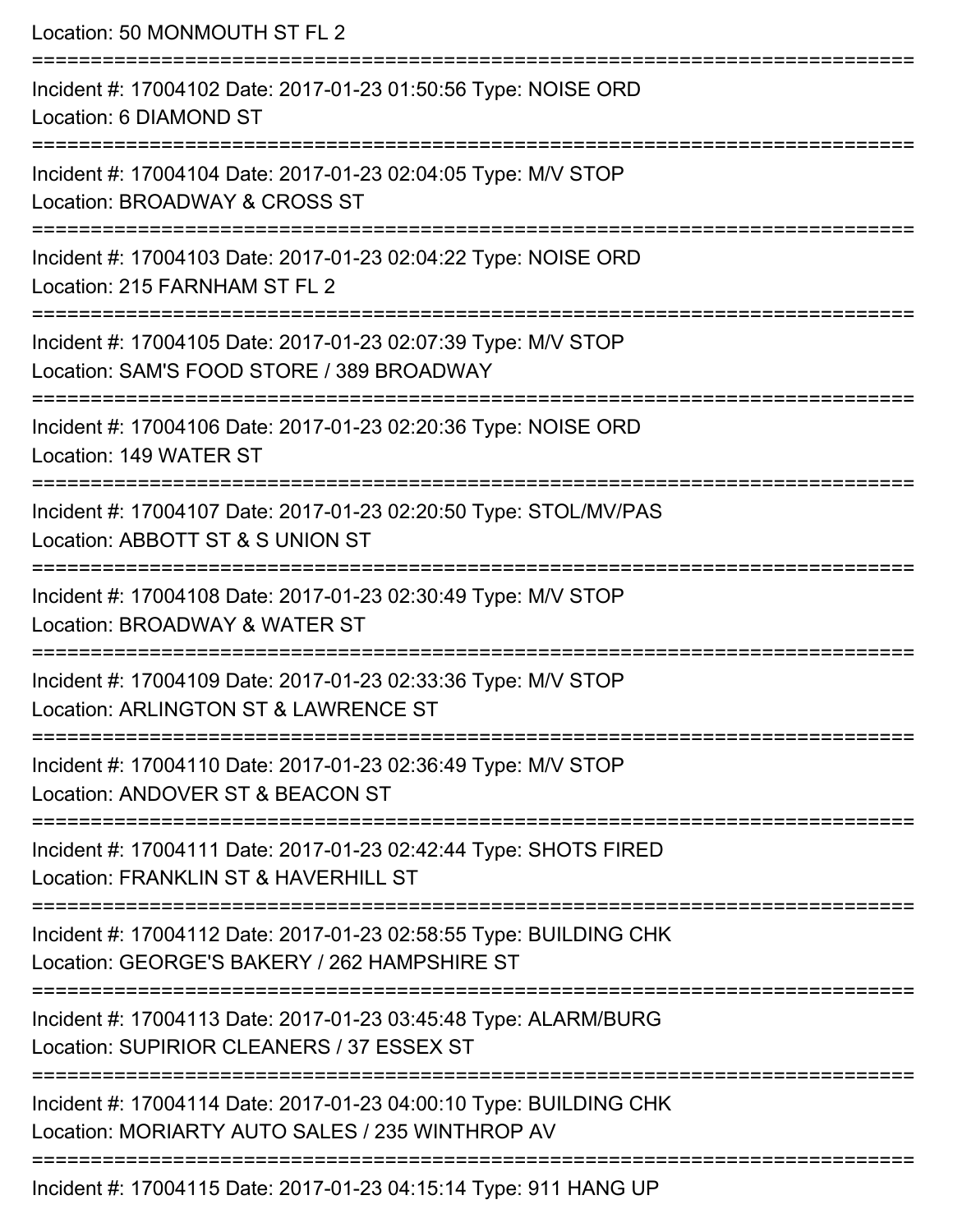Location: 50 MONMOUTH ST FL 2

===========================================================================

Incident #: 17004102 Date: 2017-01-23 01:50:56 Type: NOISE ORD
Location: 6 DIAMOND ST

===========================================================================

Incident #: 17004104 Date: 2017-01-23 02:04:05 Type: M/V STOP
Location: BROADWAY & CROSS ST

===========================================================================

Incident #: 17004103 Date: 2017-01-23 02:04:22 Type: NOISE ORD
Location: 215 FARNHAM ST FL 2

===========================================================================

Incident #: 17004105 Date: 2017-01-23 02:07:39 Type: M/V STOP
Location: SAM'S FOOD STORE / 389 BROADWAY

===========================================================================

Incident #: 17004106 Date: 2017-01-23 02:20:36 Type: NOISE ORD
Location: 149 WATER ST

===========================================================================

Incident #: 17004107 Date: 2017-01-23 02:20:50 Type: STOL/MV/PAS
Location: ABBOTT ST & S UNION ST

===========================================================================

Incident #: 17004108 Date: 2017-01-23 02:30:49 Type: M/V STOP
Location: BROADWAY & WATER ST

===========================================================================

Incident #: 17004109 Date: 2017-01-23 02:33:36 Type: M/V STOP
Location: ARLINGTON ST & LAWRENCE ST

===========================================================================

Incident #: 17004110 Date: 2017-01-23 02:36:49 Type: M/V STOP
Location: ANDOVER ST & BEACON ST

===========================================================================

Incident #: 17004111 Date: 2017-01-23 02:42:44 Type: SHOTS FIRED
Location: FRANKLIN ST & HAVERHILL ST

===========================================================================

Incident #: 17004112 Date: 2017-01-23 02:58:55 Type: BUILDING CHK
Location: GEORGE'S BAKERY / 262 HAMPSHIRE ST

===========================================================================

Incident #: 17004113 Date: 2017-01-23 03:45:48 Type: ALARM/BURG
Location: SUPIRIOR CLEANERS / 37 ESSEX ST

===========================================================================

Incident #: 17004114 Date: 2017-01-23 04:00:10 Type: BUILDING CHK
Location: MORIARTY AUTO SALES / 235 WINTHROP AV

===========================================================================

Incident #: 17004115 Date: 2017-01-23 04:15:14 Type: 911 HANG UP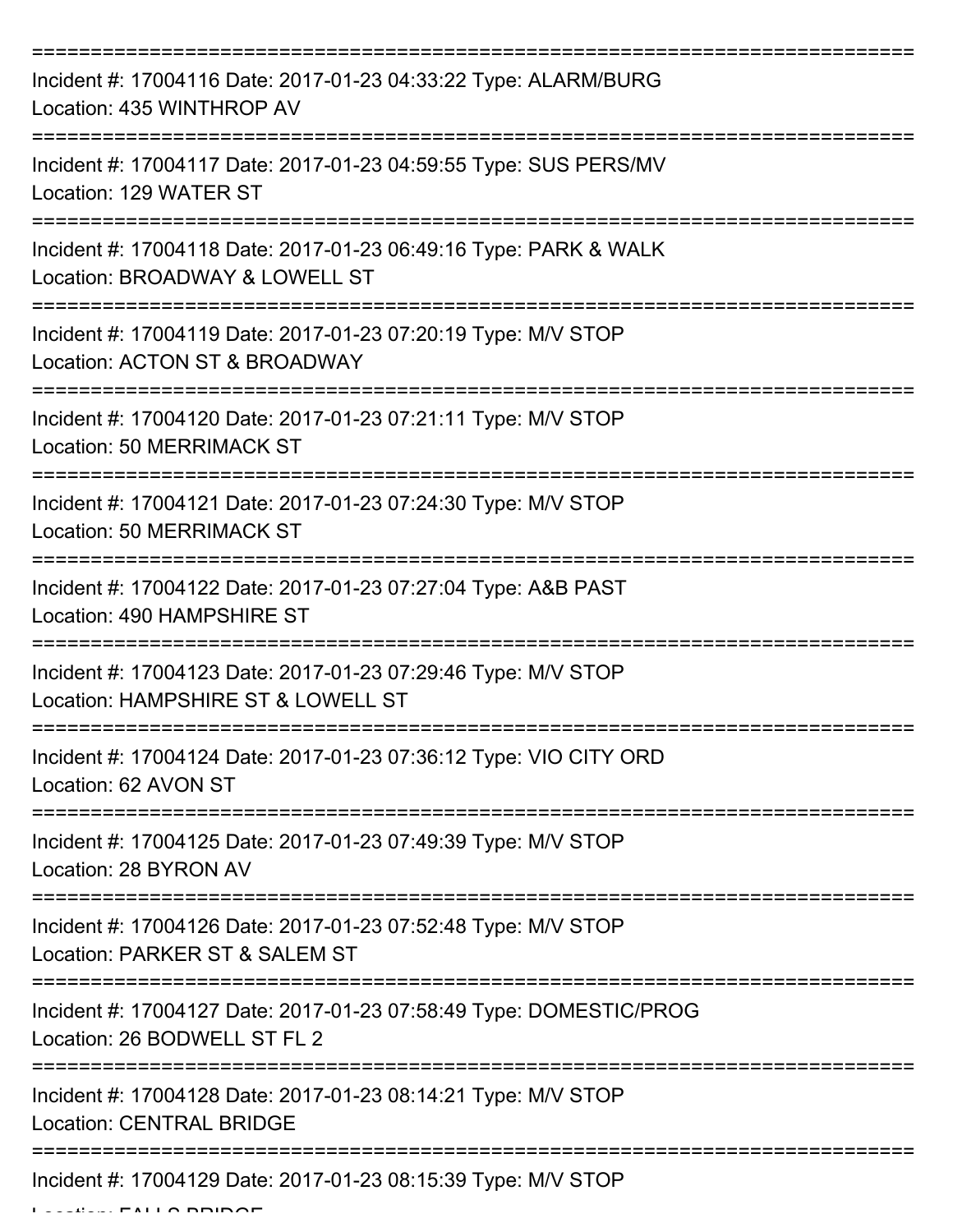===========================================================================

Incident #: 17004116 Date: 2017-01-23 04:33:22 Type: ALARM/BURG
Location: 435 WINTHROP AV

===========================================================================

Incident #: 17004117 Date: 2017-01-23 04:59:55 Type: SUS PERS/MV
Location: 129 WATER ST

===========================================================================

Incident #: 17004118 Date: 2017-01-23 06:49:16 Type: PARK & WALK
Location: BROADWAY & LOWELL ST

===========================================================================

Incident #: 17004119 Date: 2017-01-23 07:20:19 Type: M/V STOP
Location: ACTON ST & BROADWAY

===========================================================================

Incident #: 17004120 Date: 2017-01-23 07:21:11 Type: M/V STOP
Location: 50 MERRIMACK ST

===========================================================================

Incident #: 17004121 Date: 2017-01-23 07:24:30 Type: M/V STOP
Location: 50 MERRIMACK ST

===========================================================================

Incident #: 17004122 Date: 2017-01-23 07:27:04 Type: A&B PAST
Location: 490 HAMPSHIRE ST

===========================================================================

Incident #: 17004123 Date: 2017-01-23 07:29:46 Type: M/V STOP
Location: HAMPSHIRE ST & LOWELL ST

===========================================================================

Incident #: 17004124 Date: 2017-01-23 07:36:12 Type: VIO CITY ORD
Location: 62 AVON ST

===========================================================================

Incident #: 17004125 Date: 2017-01-23 07:49:39 Type: M/V STOP
Location: 28 BYRON AV

===========================================================================

Incident #: 17004126 Date: 2017-01-23 07:52:48 Type: M/V STOP
Location: PARKER ST & SALEM ST

===========================================================================

Incident #: 17004127 Date: 2017-01-23 07:58:49 Type: DOMESTIC/PROG
Location: 26 BODWELL ST FL 2

===========================================================================

Incident #: 17004128 Date: 2017-01-23 08:14:21 Type: M/V STOP
Location: CENTRAL BRIDGE

===========================================================================

Incident #: 17004129 Date: 2017-01-23 08:15:39 Type: M/V STOP
Location: FALLS BRIDGE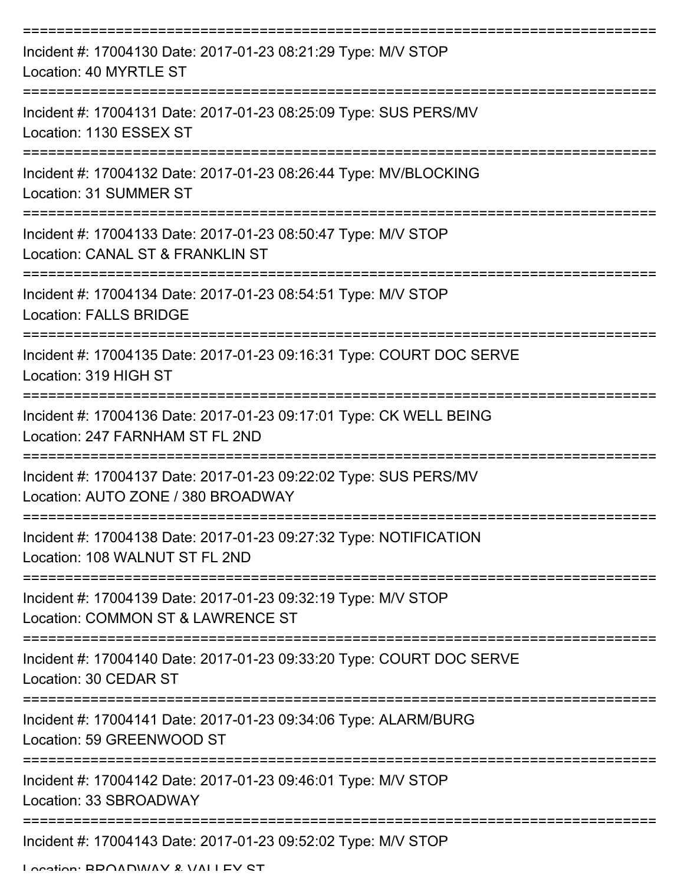===========================================================================

Incident #: 17004130 Date: 2017-01-23 08:21:29 Type: M/V STOP
Location: 40 MYRTLE ST

===========================================================================

Incident #: 17004131 Date: 2017-01-23 08:25:09 Type: SUS PERS/MV
Location: 1130 ESSEX ST

===========================================================================

Incident #: 17004132 Date: 2017-01-23 08:26:44 Type: MV/BLOCKING
Location: 31 SUMMER ST

===========================================================================

Incident #: 17004133 Date: 2017-01-23 08:50:47 Type: M/V STOP
Location: CANAL ST & FRANKLIN ST

===========================================================================

Incident #: 17004134 Date: 2017-01-23 08:54:51 Type: M/V STOP
Location: FALLS BRIDGE

===========================================================================

Incident #: 17004135 Date: 2017-01-23 09:16:31 Type: COURT DOC SERVE
Location: 319 HIGH ST

===========================================================================

Incident #: 17004136 Date: 2017-01-23 09:17:01 Type: CK WELL BEING
Location: 247 FARNHAM ST FL 2ND

===========================================================================

Incident #: 17004137 Date: 2017-01-23 09:22:02 Type: SUS PERS/MV
Location: AUTO ZONE / 380 BROADWAY

===========================================================================

Incident #: 17004138 Date: 2017-01-23 09:27:32 Type: NOTIFICATION
Location: 108 WALNUT ST FL 2ND

===========================================================================

Incident #: 17004139 Date: 2017-01-23 09:32:19 Type: M/V STOP
Location: COMMON ST & LAWRENCE ST

===========================================================================

Incident #: 17004140 Date: 2017-01-23 09:33:20 Type: COURT DOC SERVE
Location: 30 CEDAR ST

===========================================================================

Incident #: 17004141 Date: 2017-01-23 09:34:06 Type: ALARM/BURG
Location: 59 GREENWOOD ST

===========================================================================

Incident #: 17004142 Date: 2017-01-23 09:46:01 Type: M/V STOP
Location: 33 SBROADWAY

===========================================================================

Incident #: 17004143 Date: 2017-01-23 09:52:02 Type: M/V STOP
Location: BROADWAY & VALLEY ST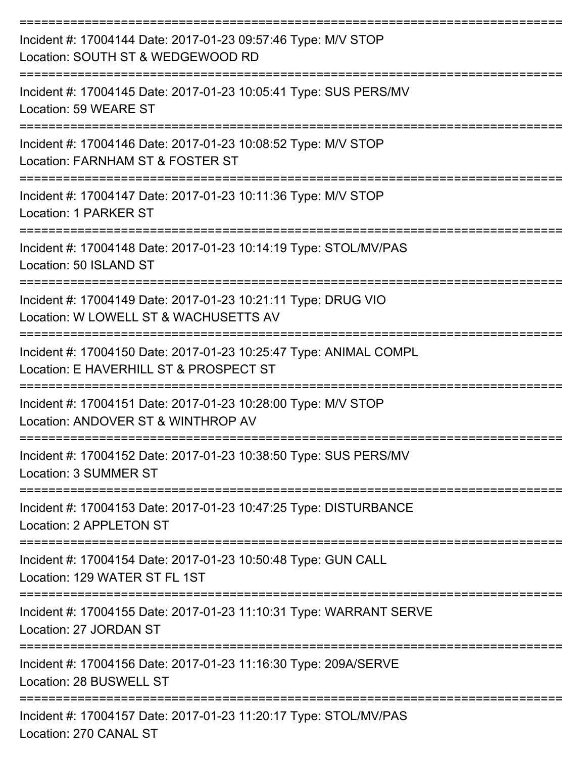===========================================================================

Incident #: 17004144 Date: 2017-01-23 09:57:46 Type: M/V STOP
Location: SOUTH ST & WEDGEWOOD RD

===========================================================================

Incident #: 17004145 Date: 2017-01-23 10:05:41 Type: SUS PERS/MV
Location: 59 WEARE ST

===========================================================================

Incident #: 17004146 Date: 2017-01-23 10:08:52 Type: M/V STOP
Location: FARNHAM ST & FOSTER ST

===========================================================================

Incident #: 17004147 Date: 2017-01-23 10:11:36 Type: M/V STOP
Location: 1 PARKER ST

===========================================================================

Incident #: 17004148 Date: 2017-01-23 10:14:19 Type: STOL/MV/PAS
Location: 50 ISLAND ST

===========================================================================

Incident #: 17004149 Date: 2017-01-23 10:21:11 Type: DRUG VIO
Location: W LOWELL ST & WACHUSETTS AV

===========================================================================

Incident #: 17004150 Date: 2017-01-23 10:25:47 Type: ANIMAL COMPL
Location: E HAVERHILL ST & PROSPECT ST

===========================================================================

Incident #: 17004151 Date: 2017-01-23 10:28:00 Type: M/V STOP
Location: ANDOVER ST & WINTHROP AV

===========================================================================

Incident #: 17004152 Date: 2017-01-23 10:38:50 Type: SUS PERS/MV
Location: 3 SUMMER ST

===========================================================================

Incident #: 17004153 Date: 2017-01-23 10:47:25 Type: DISTURBANCE
Location: 2 APPLETON ST

===========================================================================

Incident #: 17004154 Date: 2017-01-23 10:50:48 Type: GUN CALL
Location: 129 WATER ST FL 1ST

===========================================================================

Incident #: 17004155 Date: 2017-01-23 11:10:31 Type: WARRANT SERVE
Location: 27 JORDAN ST

===========================================================================

Incident #: 17004156 Date: 2017-01-23 11:16:30 Type: 209A/SERVE
Location: 28 BUSWELL ST

===========================================================================

Incident #: 17004157 Date: 2017-01-23 11:20:17 Type: STOL/MV/PAS
Location: 270 CANAL ST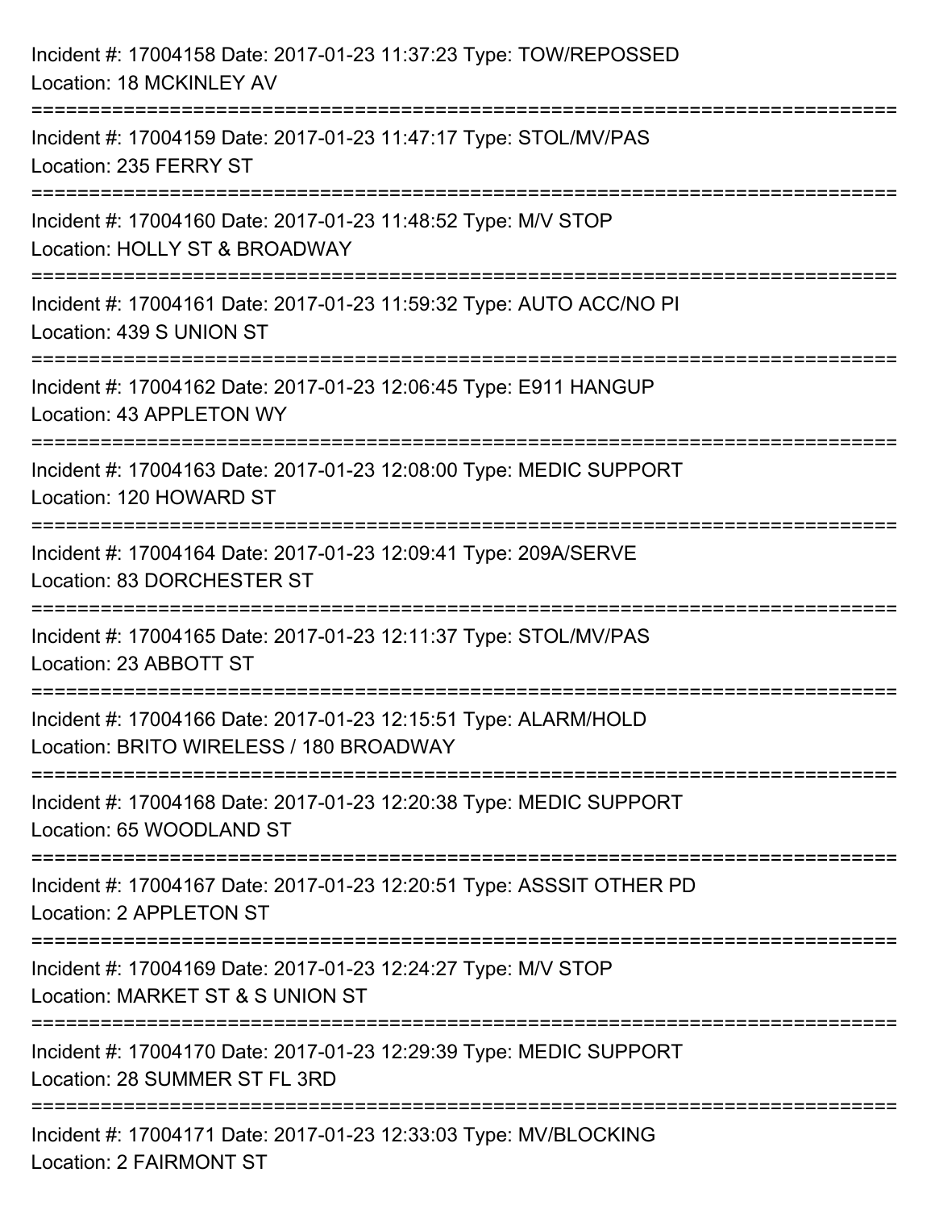Incident #: 17004158 Date: 2017-01-23 11:37:23 Type: TOW/REPOSSED
Location: 18 MCKINLEY AV

===========================================================================

Incident #: 17004159 Date: 2017-01-23 11:47:17 Type: STOL/MV/PAS
Location: 235 FERRY ST

===========================================================================

Incident #: 17004160 Date: 2017-01-23 11:48:52 Type: M/V STOP
Location: HOLLY ST & BROADWAY

===========================================================================

Incident #: 17004161 Date: 2017-01-23 11:59:32 Type: AUTO ACC/NO PI
Location: 439 S UNION ST

===========================================================================

Incident #: 17004162 Date: 2017-01-23 12:06:45 Type: E911 HANGUP
Location: 43 APPLETON WY

===========================================================================

Incident #: 17004163 Date: 2017-01-23 12:08:00 Type: MEDIC SUPPORT
Location: 120 HOWARD ST

===========================================================================

Incident #: 17004164 Date: 2017-01-23 12:09:41 Type: 209A/SERVE
Location: 83 DORCHESTER ST

===========================================================================

Incident #: 17004165 Date: 2017-01-23 12:11:37 Type: STOL/MV/PAS
Location: 23 ABBOTT ST

===========================================================================

Incident #: 17004166 Date: 2017-01-23 12:15:51 Type: ALARM/HOLD
Location: BRITO WIRELESS / 180 BROADWAY

===========================================================================

Incident #: 17004168 Date: 2017-01-23 12:20:38 Type: MEDIC SUPPORT
Location: 65 WOODLAND ST

===========================================================================

Incident #: 17004167 Date: 2017-01-23 12:20:51 Type: ASSSIT OTHER PD
Location: 2 APPLETON ST

===========================================================================

Incident #: 17004169 Date: 2017-01-23 12:24:27 Type: M/V STOP
Location: MARKET ST & S UNION ST

===========================================================================

Incident #: 17004170 Date: 2017-01-23 12:29:39 Type: MEDIC SUPPORT
Location: 28 SUMMER ST FL 3RD

===========================================================================

Incident #: 17004171 Date: 2017-01-23 12:33:03 Type: MV/BLOCKING
Location: 2 FAIRMONT ST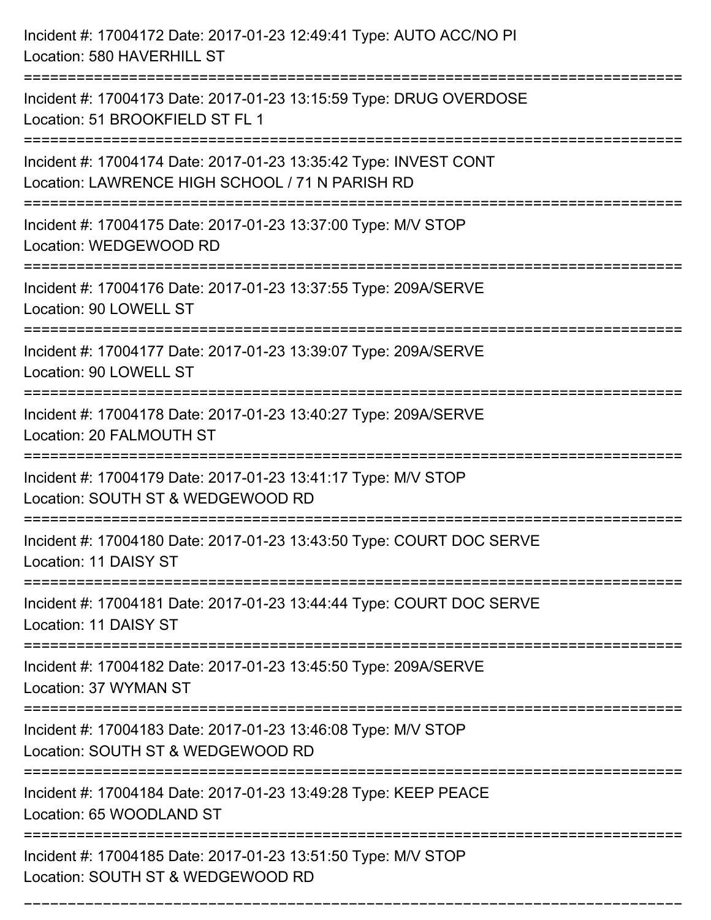Incident #: 17004172 Date: 2017-01-23 12:49:41 Type: AUTO ACC/NO PI
Location: 580 HAVERHILL ST

===========================================================================

Incident #: 17004173 Date: 2017-01-23 13:15:59 Type: DRUG OVERDOSE
Location: 51 BROOKFIELD ST FL 1

===========================================================================

Incident #: 17004174 Date: 2017-01-23 13:35:42 Type: INVEST CONT
Location: LAWRENCE HIGH SCHOOL / 71 N PARISH RD

===========================================================================

Incident #: 17004175 Date: 2017-01-23 13:37:00 Type: M/V STOP
Location: WEDGEWOOD RD

===========================================================================

Incident #: 17004176 Date: 2017-01-23 13:37:55 Type: 209A/SERVE
Location: 90 LOWELL ST

===========================================================================

Incident #: 17004177 Date: 2017-01-23 13:39:07 Type: 209A/SERVE
Location: 90 LOWELL ST

===========================================================================

Incident #: 17004178 Date: 2017-01-23 13:40:27 Type: 209A/SERVE
Location: 20 FALMOUTH ST

===========================================================================

Incident #: 17004179 Date: 2017-01-23 13:41:17 Type: M/V STOP
Location: SOUTH ST & WEDGEWOOD RD

===========================================================================

Incident #: 17004180 Date: 2017-01-23 13:43:50 Type: COURT DOC SERVE
Location: 11 DAISY ST

===========================================================================

Incident #: 17004181 Date: 2017-01-23 13:44:44 Type: COURT DOC SERVE
Location: 11 DAISY ST

===========================================================================

Incident #: 17004182 Date: 2017-01-23 13:45:50 Type: 209A/SERVE
Location: 37 WYMAN ST

===========================================================================

Incident #: 17004183 Date: 2017-01-23 13:46:08 Type: M/V STOP
Location: SOUTH ST & WEDGEWOOD RD

===========================================================================

Incident #: 17004184 Date: 2017-01-23 13:49:28 Type: KEEP PEACE
Location: 65 WOODLAND ST

===========================================================================

Incident #: 17004185 Date: 2017-01-23 13:51:50 Type: M/V STOP
Location: SOUTH ST & WEDGEWOOD RD

===========================================================================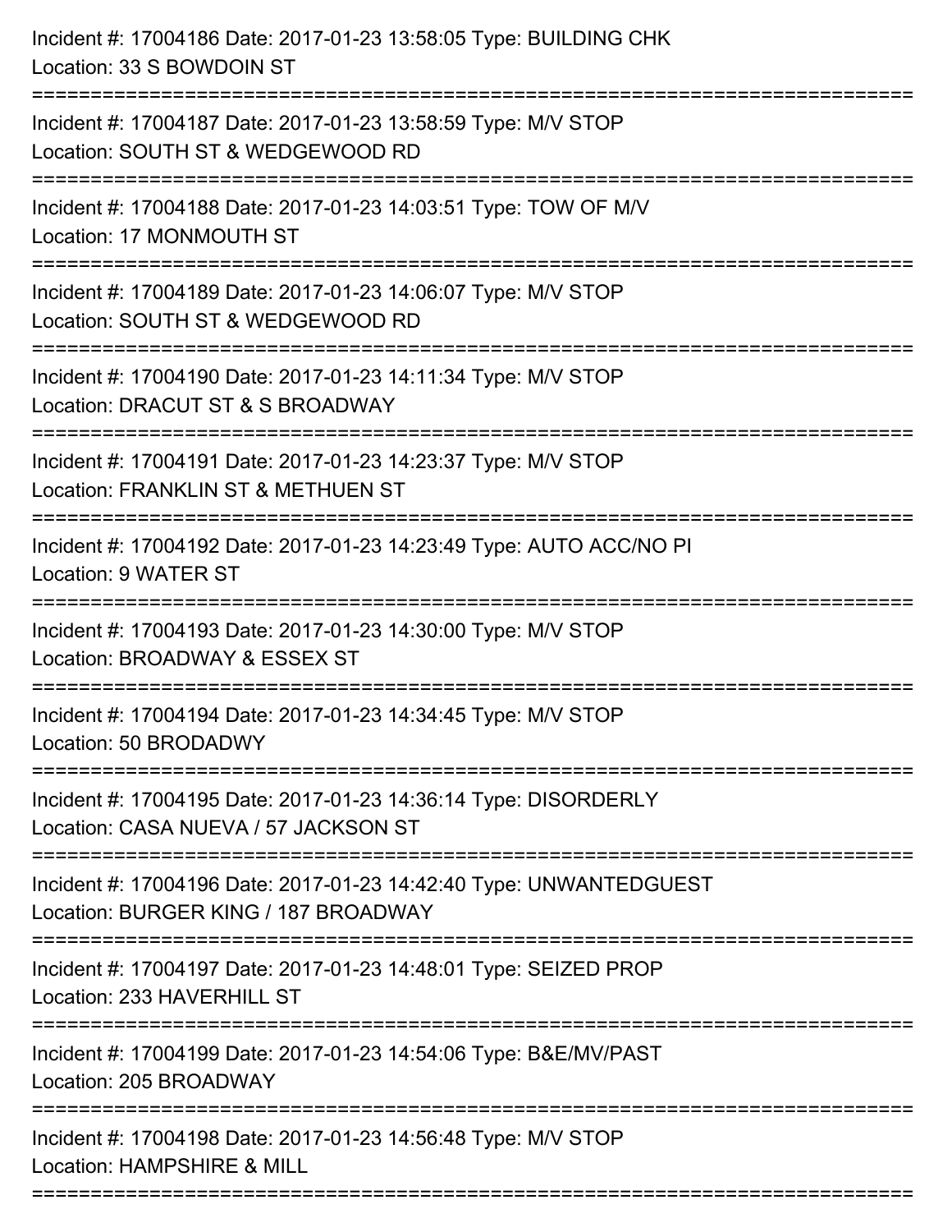Incident #: 17004186 Date: 2017-01-23 13:58:05 Type: BUILDING CHK
Location: 33 S BOWDOIN ST

===========================================================================

Incident #: 17004187 Date: 2017-01-23 13:58:59 Type: M/V STOP
Location: SOUTH ST & WEDGEWOOD RD

===========================================================================

Incident #: 17004188 Date: 2017-01-23 14:03:51 Type: TOW OF M/V
Location: 17 MONMOUTH ST

===========================================================================

Incident #: 17004189 Date: 2017-01-23 14:06:07 Type: M/V STOP
Location: SOUTH ST & WEDGEWOOD RD

===========================================================================

Incident #: 17004190 Date: 2017-01-23 14:11:34 Type: M/V STOP
Location: DRACUT ST & S BROADWAY

===========================================================================

Incident #: 17004191 Date: 2017-01-23 14:23:37 Type: M/V STOP
Location: FRANKLIN ST & METHUEN ST

===========================================================================

Incident #: 17004192 Date: 2017-01-23 14:23:49 Type: AUTO ACC/NO PI
Location: 9 WATER ST

===========================================================================

Incident #: 17004193 Date: 2017-01-23 14:30:00 Type: M/V STOP
Location: BROADWAY & ESSEX ST

===========================================================================

Incident #: 17004194 Date: 2017-01-23 14:34:45 Type: M/V STOP
Location: 50 BRODADWY

===========================================================================

Incident #: 17004195 Date: 2017-01-23 14:36:14 Type: DISORDERLY
Location: CASA NUEVA / 57 JACKSON ST

===========================================================================

Incident #: 17004196 Date: 2017-01-23 14:42:40 Type: UNWANTEDGUEST
Location: BURGER KING / 187 BROADWAY

===========================================================================

Incident #: 17004197 Date: 2017-01-23 14:48:01 Type: SEIZED PROP
Location: 233 HAVERHILL ST

===========================================================================

Incident #: 17004199 Date: 2017-01-23 14:54:06 Type: B&E/MV/PAST
Location: 205 BROADWAY

===========================================================================

Incident #: 17004198 Date: 2017-01-23 14:56:48 Type: M/V STOP
Location: HAMPSHIRE & MILL

===========================================================================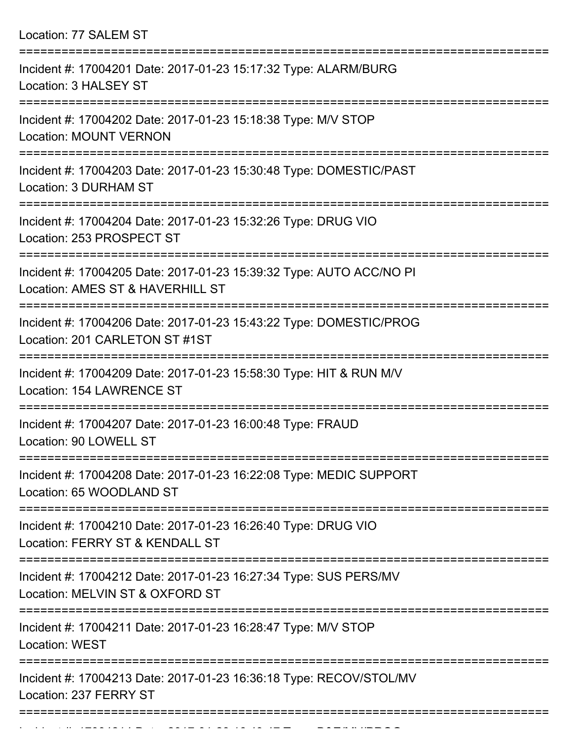Location: 77 SALEM ST

===========================================================================

Incident #: 17004201 Date: 2017-01-23 15:17:32 Type: ALARM/BURG
Location: 3 HALSEY ST

===========================================================================

Incident #: 17004202 Date: 2017-01-23 15:18:38 Type: M/V STOP
Location: MOUNT VERNON

===========================================================================

Incident #: 17004203 Date: 2017-01-23 15:30:48 Type: DOMESTIC/PAST
Location: 3 DURHAM ST

===========================================================================

Incident #: 17004204 Date: 2017-01-23 15:32:26 Type: DRUG VIO
Location: 253 PROSPECT ST

===========================================================================

Incident #: 17004205 Date: 2017-01-23 15:39:32 Type: AUTO ACC/NO PI
Location: AMES ST & HAVERHILL ST

===========================================================================

Incident #: 17004206 Date: 2017-01-23 15:43:22 Type: DOMESTIC/PROG
Location: 201 CARLETON ST #1ST

===========================================================================

Incident #: 17004209 Date: 2017-01-23 15:58:30 Type: HIT & RUN M/V
Location: 154 LAWRENCE ST

===========================================================================

Incident #: 17004207 Date: 2017-01-23 16:00:48 Type: FRAUD
Location: 90 LOWELL ST

===========================================================================

Incident #: 17004208 Date: 2017-01-23 16:22:08 Type: MEDIC SUPPORT
Location: 65 WOODLAND ST

===========================================================================

Incident #: 17004210 Date: 2017-01-23 16:26:40 Type: DRUG VIO
Location: FERRY ST & KENDALL ST

===========================================================================

Incident #: 17004212 Date: 2017-01-23 16:27:34 Type: SUS PERS/MV
Location: MELVIN ST & OXFORD ST

===========================================================================

Incident #: 17004211 Date: 2017-01-23 16:28:47 Type: M/V STOP
Location: WEST

===========================================================================

Incident #: 17004213 Date: 2017-01-23 16:36:18 Type: RECOV/STOL/MV
Location: 237 FERRY ST

===========================================================================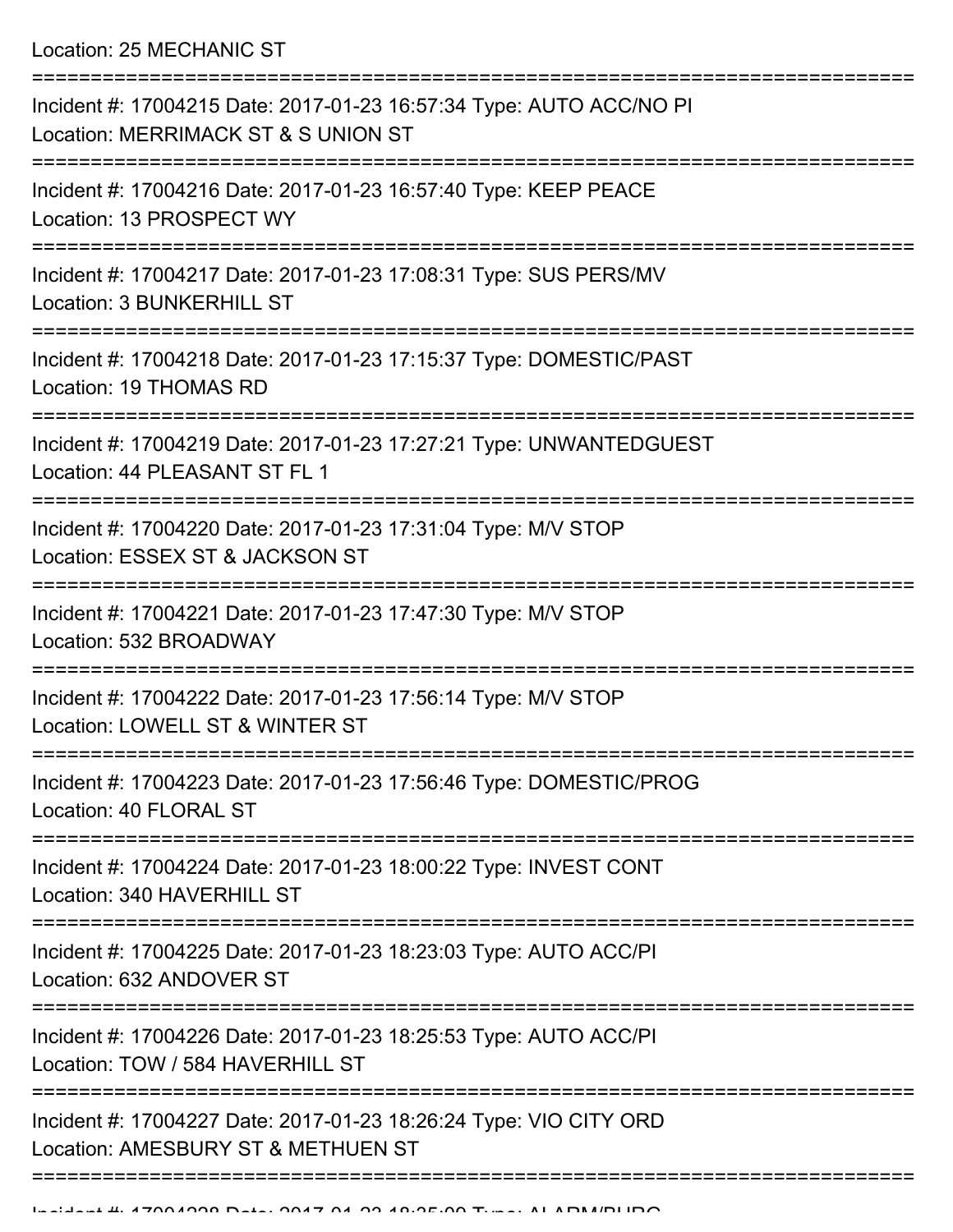Location: 25 MECHANIC ST

===========================================================================

Incident #: 17004215 Date: 2017-01-23 16:57:34 Type: AUTO ACC/NO PI
Location: MERRIMACK ST & S UNION ST

===========================================================================

Incident #: 17004216 Date: 2017-01-23 16:57:40 Type: KEEP PEACE
Location: 13 PROSPECT WY

===========================================================================

Incident #: 17004217 Date: 2017-01-23 17:08:31 Type: SUS PERS/MV
Location: 3 BUNKERHILL ST

===========================================================================

Incident #: 17004218 Date: 2017-01-23 17:15:37 Type: DOMESTIC/PAST
Location: 19 THOMAS RD

===========================================================================

Incident #: 17004219 Date: 2017-01-23 17:27:21 Type: UNWANTEDGUEST
Location: 44 PLEASANT ST FL 1

===========================================================================

Incident #: 17004220 Date: 2017-01-23 17:31:04 Type: M/V STOP
Location: ESSEX ST & JACKSON ST

===========================================================================

Incident #: 17004221 Date: 2017-01-23 17:47:30 Type: M/V STOP
Location: 532 BROADWAY

===========================================================================

Incident #: 17004222 Date: 2017-01-23 17:56:14 Type: M/V STOP
Location: LOWELL ST & WINTER ST

===========================================================================

Incident #: 17004223 Date: 2017-01-23 17:56:46 Type: DOMESTIC/PROG
Location: 40 FLORAL ST

===========================================================================

Incident #: 17004224 Date: 2017-01-23 18:00:22 Type: INVEST CONT
Location: 340 HAVERHILL ST

===========================================================================

Incident #: 17004225 Date: 2017-01-23 18:23:03 Type: AUTO ACC/PI
Location: 632 ANDOVER ST

===========================================================================

Incident #: 17004226 Date: 2017-01-23 18:25:53 Type: AUTO ACC/PI
Location: TOW / 584 HAVERHILL ST

===========================================================================

Incident #: 17004227 Date: 2017-01-23 18:26:24 Type: VIO CITY ORD
Location: AMESBURY ST & METHUEN ST

===========================================================================

Incident #: 17004228 Date: 2017-01-23 18:35:00 Type: ALARM/BURG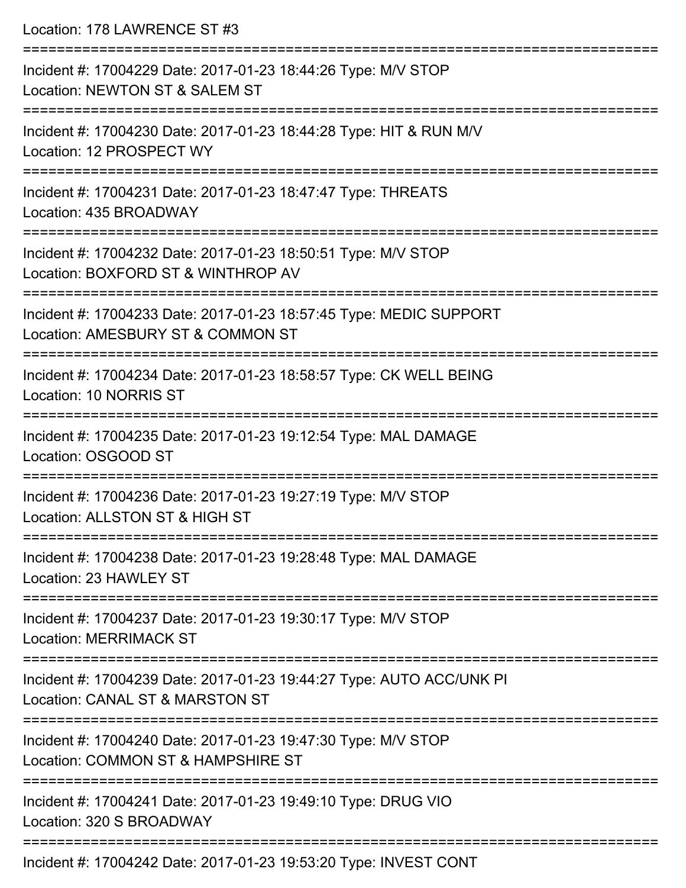Location: 178 LAWRENCE ST #3

===========================================================================

Incident #: 17004229 Date: 2017-01-23 18:44:26 Type: M/V STOP
Location: NEWTON ST & SALEM ST

===========================================================================

Incident #: 17004230 Date: 2017-01-23 18:44:28 Type: HIT & RUN M/V
Location: 12 PROSPECT WY

===========================================================================

Incident #: 17004231 Date: 2017-01-23 18:47:47 Type: THREATS
Location: 435 BROADWAY

===========================================================================

Incident #: 17004232 Date: 2017-01-23 18:50:51 Type: M/V STOP
Location: BOXFORD ST & WINTHROP AV

===========================================================================

Incident #: 17004233 Date: 2017-01-23 18:57:45 Type: MEDIC SUPPORT
Location: AMESBURY ST & COMMON ST

===========================================================================

Incident #: 17004234 Date: 2017-01-23 18:58:57 Type: CK WELL BEING
Location: 10 NORRIS ST

===========================================================================

Incident #: 17004235 Date: 2017-01-23 19:12:54 Type: MAL DAMAGE
Location: OSGOOD ST

===========================================================================

Incident #: 17004236 Date: 2017-01-23 19:27:19 Type: M/V STOP
Location: ALLSTON ST & HIGH ST

===========================================================================

Incident #: 17004238 Date: 2017-01-23 19:28:48 Type: MAL DAMAGE
Location: 23 HAWLEY ST

===========================================================================

Incident #: 17004237 Date: 2017-01-23 19:30:17 Type: M/V STOP
Location: MERRIMACK ST

===========================================================================

Incident #: 17004239 Date: 2017-01-23 19:44:27 Type: AUTO ACC/UNK PI
Location: CANAL ST & MARSTON ST

===========================================================================

Incident #: 17004240 Date: 2017-01-23 19:47:30 Type: M/V STOP
Location: COMMON ST & HAMPSHIRE ST

===========================================================================

Incident #: 17004241 Date: 2017-01-23 19:49:10 Type: DRUG VIO
Location: 320 S BROADWAY

===========================================================================

Incident #: 17004242 Date: 2017-01-23 19:53:20 Type: INVEST CONT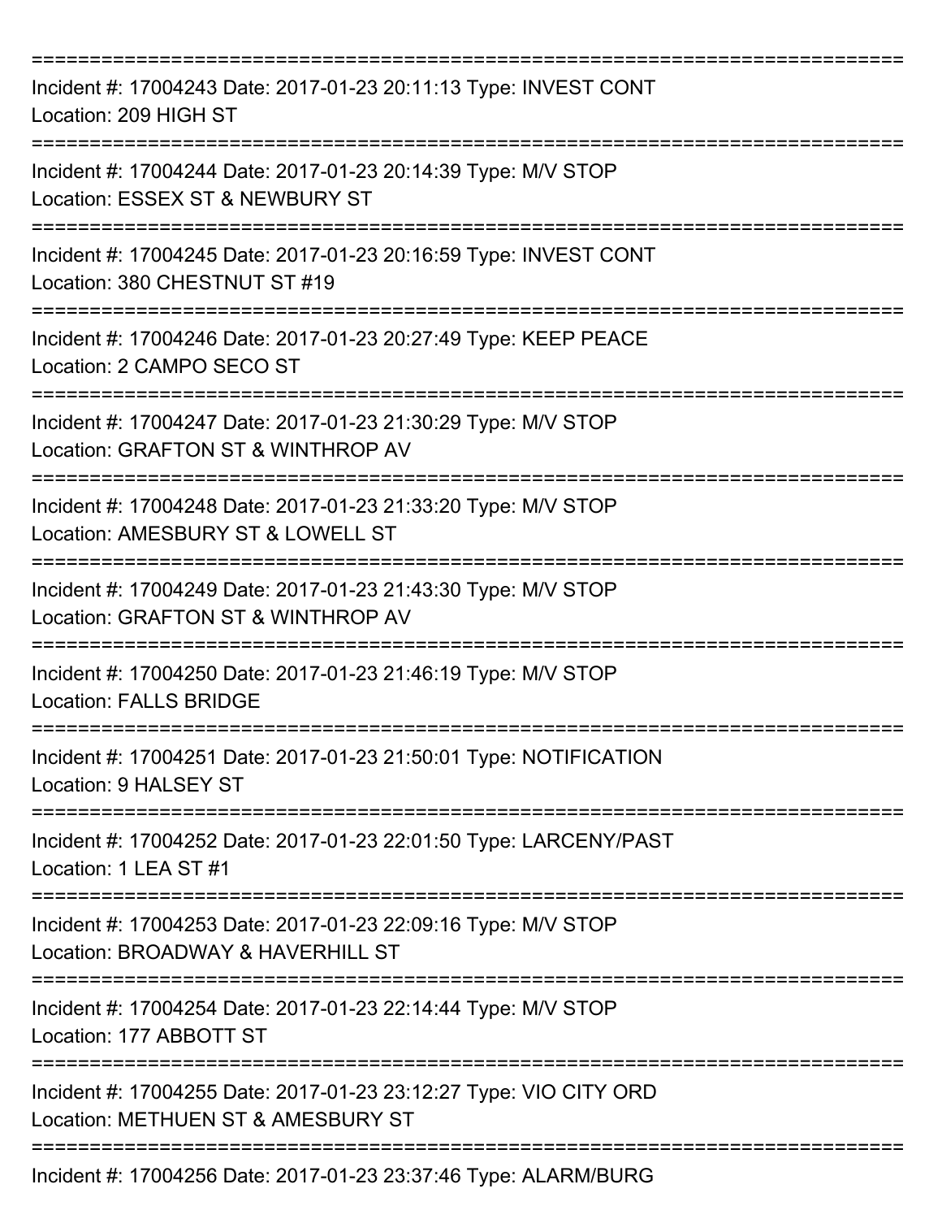===========================================================================
Incident #: 17004243 Date: 2017-01-23 20:11:13 Type: INVEST CONT
Location: 209 HIGH ST
===========================================================================
Incident #: 17004244 Date: 2017-01-23 20:14:39 Type: M/V STOP
Location: ESSEX ST & NEWBURY ST
===========================================================================
Incident #: 17004245 Date: 2017-01-23 20:16:59 Type: INVEST CONT
Location: 380 CHESTNUT ST #19
===========================================================================
Incident #: 17004246 Date: 2017-01-23 20:27:49 Type: KEEP PEACE
Location: 2 CAMPO SECO ST
===========================================================================
Incident #: 17004247 Date: 2017-01-23 21:30:29 Type: M/V STOP
Location: GRAFTON ST & WINTHROP AV
===========================================================================
Incident #: 17004248 Date: 2017-01-23 21:33:20 Type: M/V STOP
Location: AMESBURY ST & LOWELL ST
===========================================================================
Incident #: 17004249 Date: 2017-01-23 21:43:30 Type: M/V STOP
Location: GRAFTON ST & WINTHROP AV
===========================================================================
Incident #: 17004250 Date: 2017-01-23 21:46:19 Type: M/V STOP
Location: FALLS BRIDGE
===========================================================================
Incident #: 17004251 Date: 2017-01-23 21:50:01 Type: NOTIFICATION
Location: 9 HALSEY ST
===========================================================================
Incident #: 17004252 Date: 2017-01-23 22:01:50 Type: LARCENY/PAST
Location: 1 LEA ST #1
===========================================================================
Incident #: 17004253 Date: 2017-01-23 22:09:16 Type: M/V STOP
Location: BROADWAY & HAVERHILL ST
===========================================================================
Incident #: 17004254 Date: 2017-01-23 22:14:44 Type: M/V STOP
Location: 177 ABBOTT ST
===========================================================================
Incident #: 17004255 Date: 2017-01-23 23:12:27 Type: VIO CITY ORD
Location: METHUEN ST & AMESBURY ST
===========================================================================
Incident #: 17004256 Date: 2017-01-23 23:37:46 Type: ALARM/BURG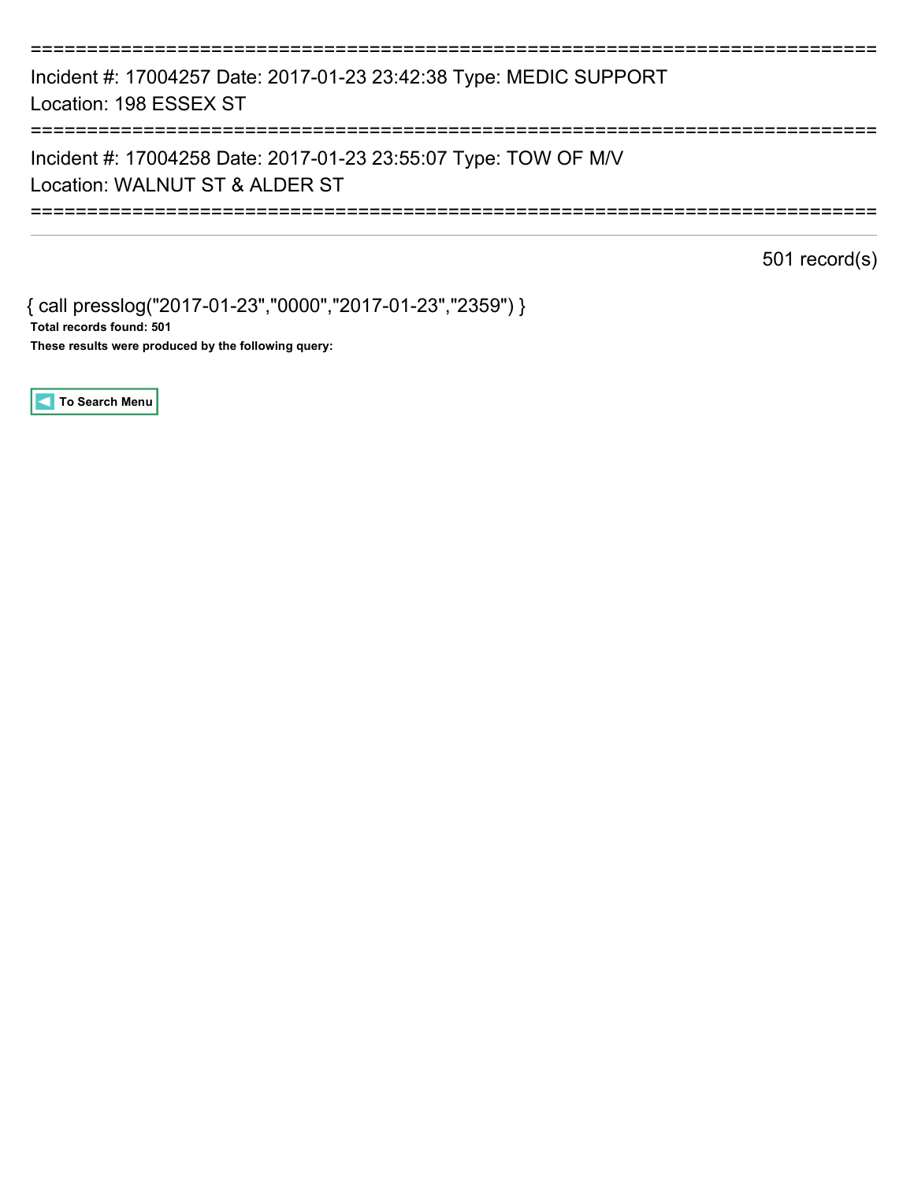===========================================================================

Incident #: 17004257 Date: 2017-01-23 23:42:38 Type: MEDIC SUPPORT

Location: 198 ESSEX ST

===========================================================================

Incident #: 17004258 Date: 2017-01-23 23:55:07 Type: TOW OF M/V

Location: WALNUT ST & ALDER ST

===========================================================================

---

501 record(s)

{ call presslog("2017-01-23","0000","2017-01-23","2359") }

**Total records found: 501**

**These results were produced by the following query:**

**To Search Menu**